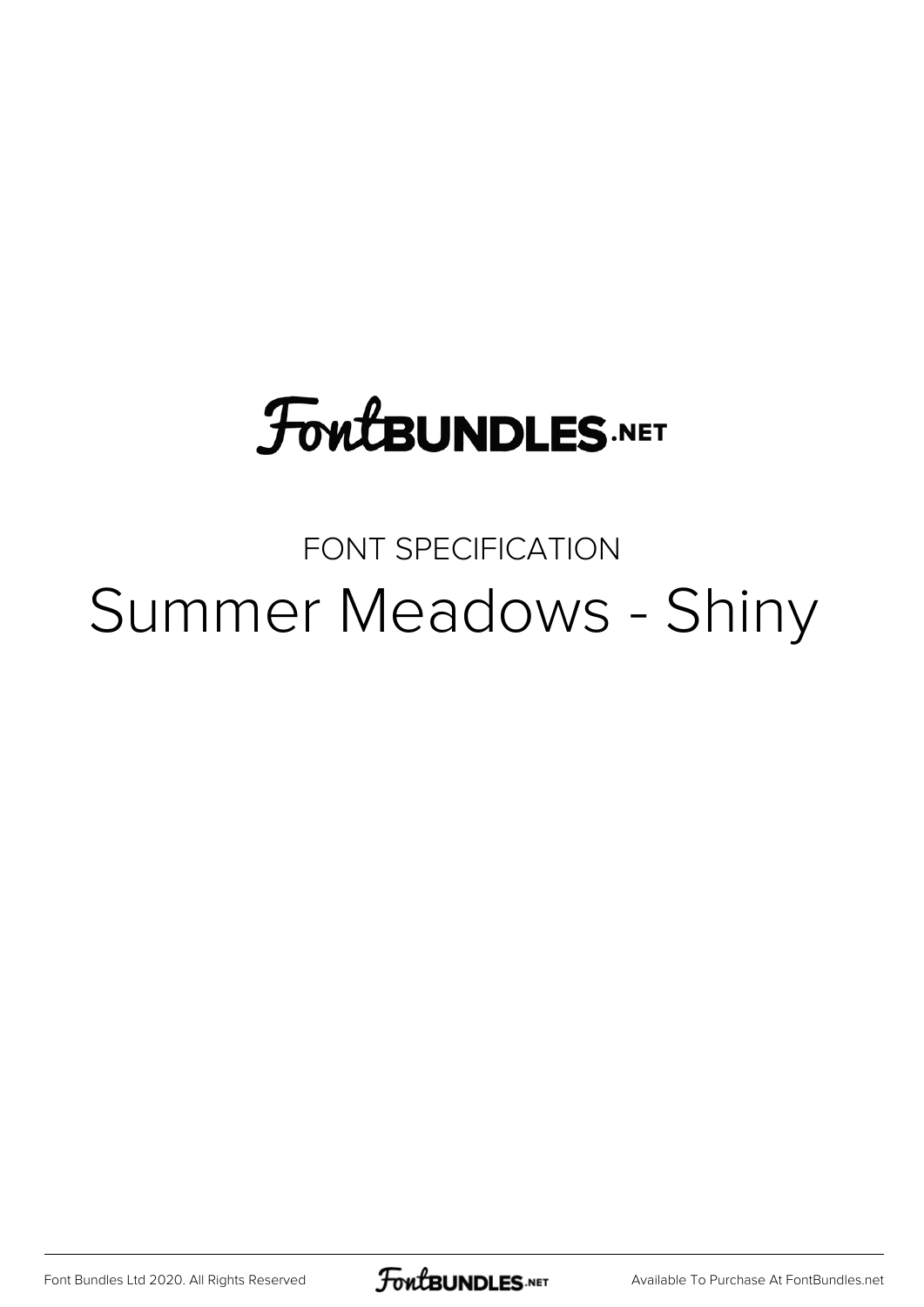FontBUNDLES.NET

FONT SPECIFICATION

# Summer Meadows - Shiny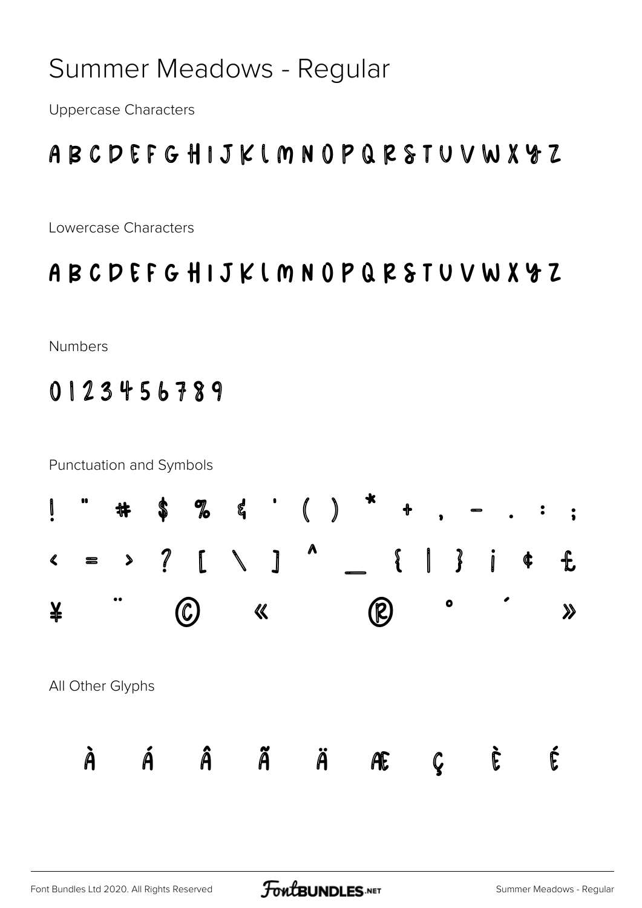# Summer Meadows - Regular

Uppercase Characters

A B C D E F G H I J K L M N O P Q R S T U V W X Y Z

Lowercase Characters

A B C D E F G H I J K L M N O P Q R S T U V W X Y Z

Numbers

0 1 2 3 4 5 6 7 8 9

Punctuation and Symbols

! " # $ % & ' ( ) * + , - . : ;

< = > ? [ \ ] ^ _ { | } ¡ ¢ £

¥ ¨ © « ® ° ´ »

All Other Glyphs

À Á Â Ã Ä Æ Ç È É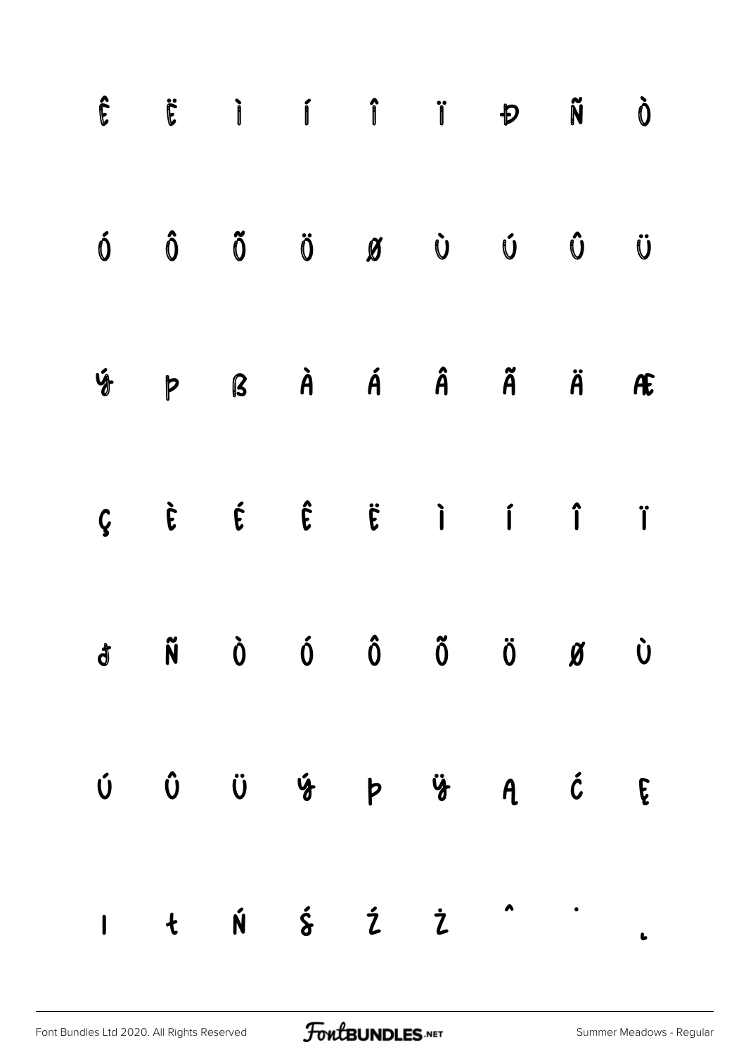Ê Ë Ì Í Î Ï Ð Ñ Ò

Ó Ô Õ Ö Ø Ù Ú Û Ü

Ý Þ ß à á â ã ä æ

ç è é ê ë ì í î ï

ð ñ ò ó ô õ ö ø ù

ú û ü ý þ ÿ ą ć ę

ı ł ń ś ź ż ˆ ˙ ˛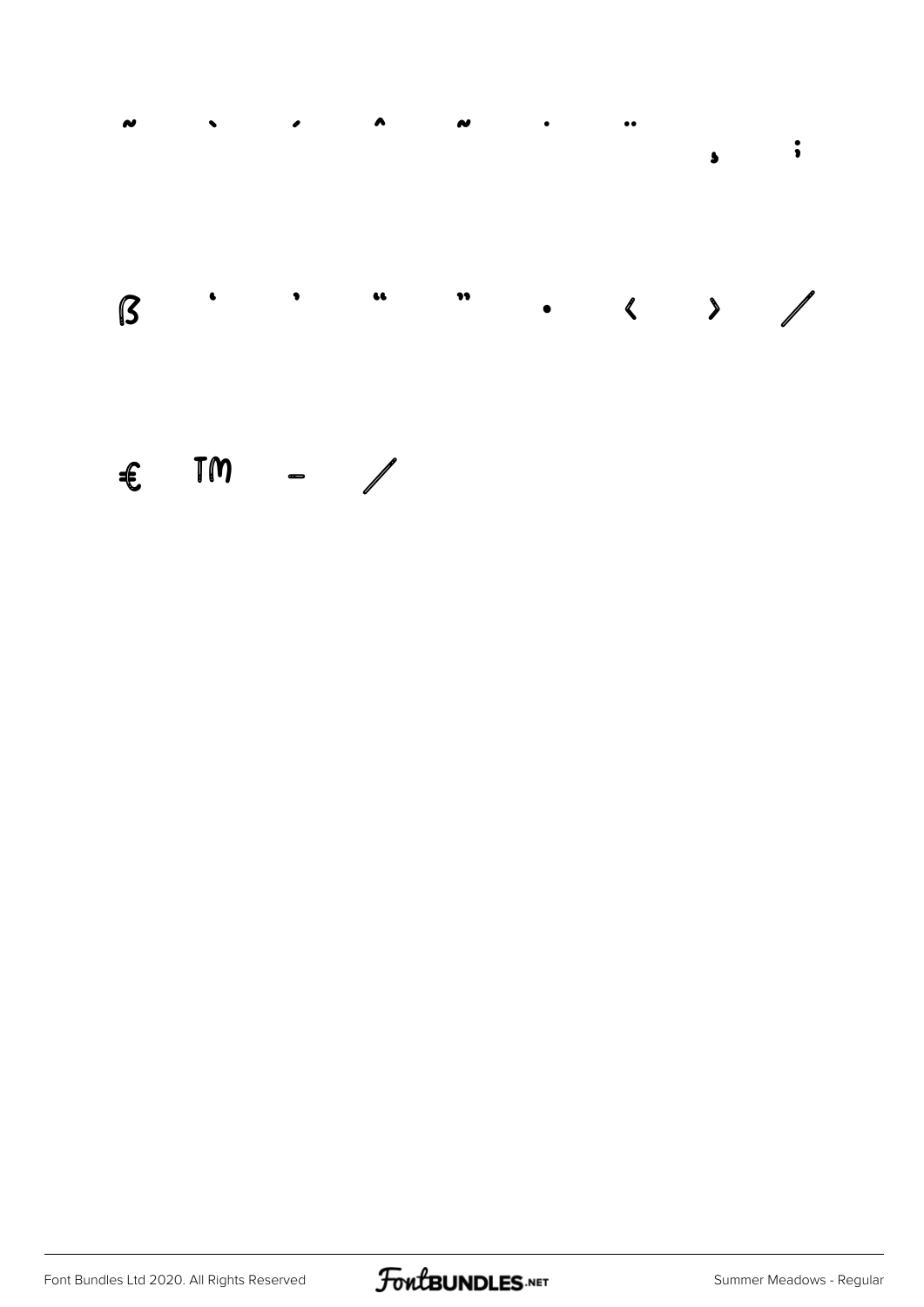~ ` ´ ^ ˜ ˙ ¨ ¸ ;

ß ' ' " " • ‹ › ⁄

€ ™ – ∕